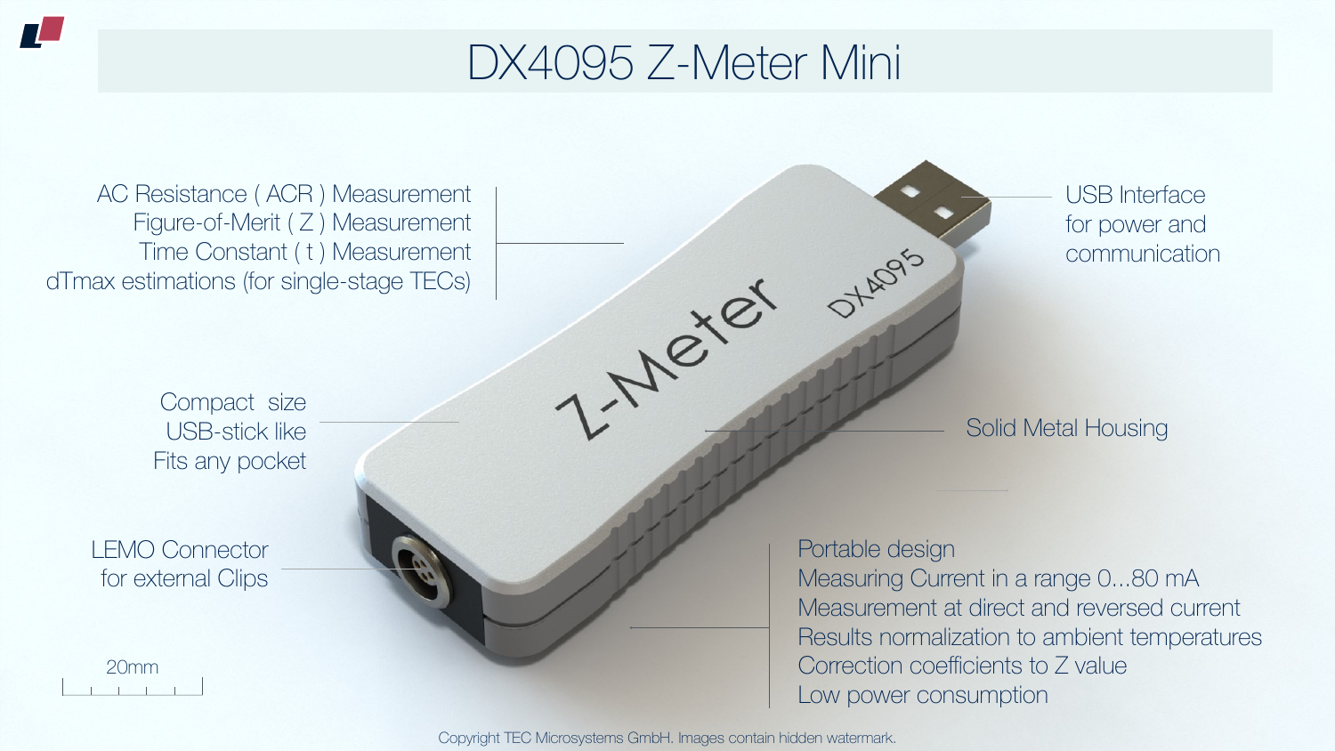# DX4095 Z-Meter Mini

AC Resistance ( ACR ) Measurement
Figure-of-Merit ( Z ) Measurement
Time Constant ( t ) Measurement
dTmax estimations (for single-stage TECs)

USB Interface
for power and
communication

Compact size
USB-stick like
Fits any pocket

Solid Metal Housing

LEMO Connector
for external Clips

Portable design
Measuring Current in a range 0...80 mA
Measurement at direct and reversed current
Results normalization to ambient temperatures
Correction coefficients to Z value
Low power consumption

20mm

Copyright TEC Microsystems GmbH. Images contain hidden watermark.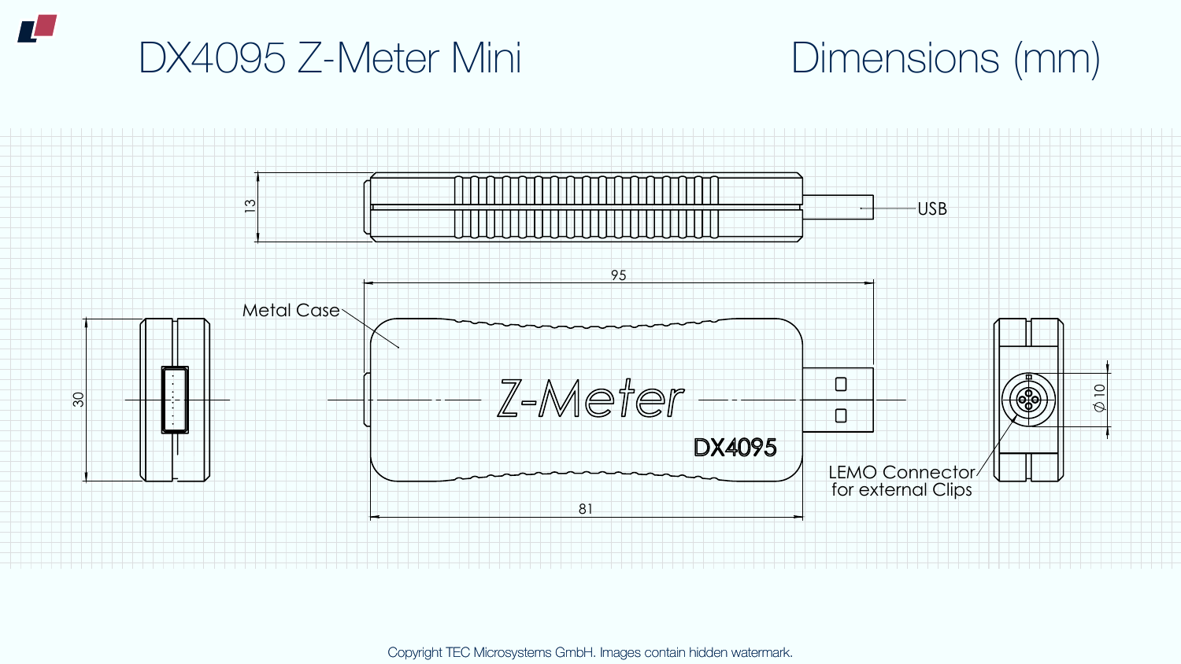# DX4095 Z-Meter Mini

## Dimensions (mm)

13

USB

95

Metal Case

30

Z-Meter

DX4095

$\phi$ 10

LEMO Connector for external Clips

81

Copyright TEC Microsystems GmbH. Images contain hidden watermark.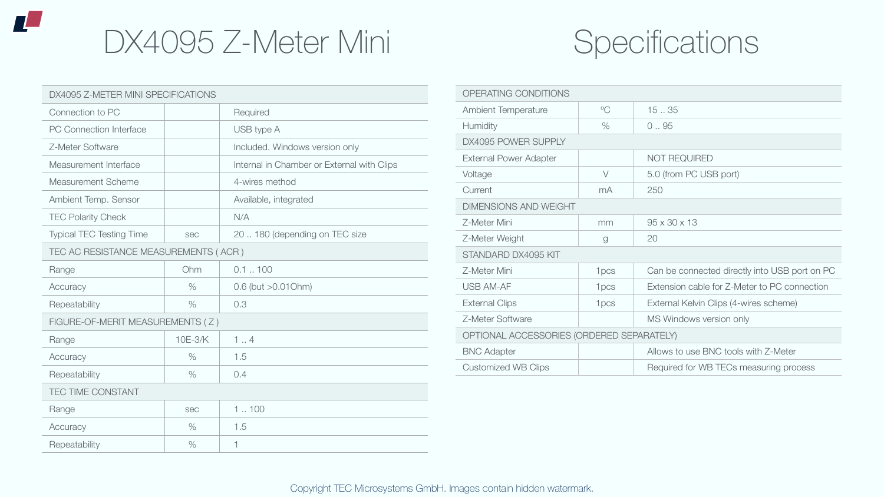# DX4095 Z-Meter Mini

# Specifications

| DX4095 Z-METER MINI SPECIFICATIONS | | |
|---|---|---|
| Connection to PC | | Required |
| PC Connection Interface | | USB type A |
| Z-Meter Software | | Included. Windows version only |
| Measurement Interface | | Internal in Chamber or External with Clips |
| Measurement Scheme | | 4-wires method |
| Ambient Temp. Sensor | | Available, integrated |
| TEC Polarity Check | | N/A |
| Typical TEC Testing Time | sec | 20 .. 180 (depending on TEC size |
| **TEC AC RESISTANCE MEASUREMENTS ( ACR )** | | |
| Range | Ohm | 0.1 .. 100 |
| Accuracy | % | 0.6 (but >0.01Ohm) |
| Repeatability | % | 0.3 |
| **FIGURE-OF-MERIT MEASUREMENTS ( Z )** | | |
| Range | 10E-3/K | 1 .. 4 |
| Accuracy | % | 1.5 |
| Repeatability | % | 0.4 |
| **TEC TIME CONSTANT** | | |
| Range | sec | 1 .. 100 |
| Accuracy | % | 1.5 |
| Repeatability | % | 1 |

| OPERATING CONDITIONS | | |
|---|---|---|
| Ambient Temperature | ºC | 15 .. 35 |
| Humidity | % | 0 .. 95 |
| **DX4095 POWER SUPPLY** | | |
| External Power Adapter | | NOT REQUIRED |
| Voltage | V | 5.0 (from PC USB port) |
| Current | mA | 250 |
| **DIMENSIONS AND WEIGHT** | | |
| Z-Meter Mini | mm | 95 x 30 x 13 |
| Z-Meter Weight | g | 20 |
| **STANDARD DX4095 KIT** | | |
| Z-Meter Mini | 1pcs | Can be connected directly into USB port on PC |
| USB AM-AF | 1pcs | Extension cable for Z-Meter to PC connection |
| External Clips | 1pcs | External Kelvin Clips (4-wires scheme) |
| Z-Meter Software | | MS Windows version only |
| **OPTIONAL ACCESSORIES (ORDERED SEPARATELY)** | | |
| BNC Adapter | | Allows to use BNC tools with Z-Meter |
| Customized WB Clips | | Required for WB TECs measuring process |

Copyright TEC Microsystems GmbH. Images contain hidden watermark.